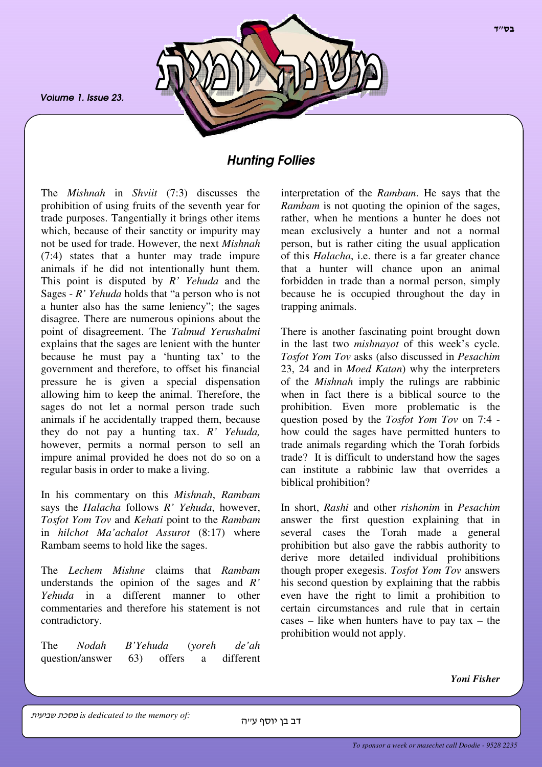# משנה יומית

Volume 1. Issue 23.

## *Hunting Follies*

The *Mishnah* in *Shviit* (7:3) discusses the prohibition of using fruits of the seventh year for trade purposes. Tangentially it brings other items which, because of their sanctity or impurity may not be used for trade. However, the next *Mishnah* (7:4) states that a hunter may trade impure animals if he did not intentionally hunt them. This point is disputed by *R' Yehuda* and the Sages - *R' Yehuda* holds that "a person who is not a hunter also has the same leniency"; the sages disagree. There are numerous opinions about the point of disagreement. The *Talmud Yerushalmi* explains that the sages are lenient with the hunter because he must pay a 'hunting tax' to the government and therefore, to offset his financial pressure he is given a special dispensation allowing him to keep the animal. Therefore, the sages do not let a normal person trade such animals if he accidentally trapped them, because they do not pay a hunting tax. *R' Yehuda,* however, permits a normal person to sell an impure animal provided he does not do so on a regular basis in order to make a living.

In his commentary on this *Mishnah*, *Rambam* says the *Halacha* follows *R' Yehuda*, however, *Tosfot Yom Tov* and *Kehati* point to the *Rambam* in *hilchot Ma'achalot Assurot* (8:17) where Rambam seems to hold like the sages.

The *Lechem Mishne* claims that *Rambam* understands the opinion of the sages and *R' Yehuda* in a different manner to other commentaries and therefore his statement is not contradictory.

The *Nodah B'Yehuda* (*yoreh de'ah* question/answer 63) offers a different interpretation of the *Rambam*. He says that the *Rambam* is not quoting the opinion of the sages, rather, when he mentions a hunter he does not mean exclusively a hunter and not a normal person, but is rather citing the usual application of this *Halacha*, i.e. there is a far greater chance that a hunter will chance upon an animal forbidden in trade than a normal person, simply because he is occupied throughout the day in trapping animals.

There is another fascinating point brought down in the last two *mishnayot* of this week's cycle. *Tosfot Yom Tov* asks (also discussed in *Pesachim* 23, 24 and in *Moed Katan*) why the interpreters of the *Mishnah* imply the rulings are rabbinic when in fact there is a biblical source to the prohibition. Even more problematic is the question posed by the *Tosfot Yom Tov* on 7:4 - how could the sages have permitted hunters to trade animals regarding which the Torah forbids trade? It is difficult to understand how the sages can institute a rabbinic law that overrides a biblical prohibition?

In short, *Rashi* and other *rishonim* in *Pesachim* answer the first question explaining that in several cases the Torah made a general prohibition but also gave the rabbis authority to derive more detailed individual prohibitions though proper exegesis. *Tosfot Yom Tov* answers his second question by explaining that the rabbis even have the right to limit a prohibition to certain circumstances and rule that in certain cases – like when hunters have to pay tax – the prohibition would not apply.

***Yoni Fisher***

*מסכת שביעית is dedicated to the memory of:* דב בן יוסף ע"ה

*To sponsor a week or masechet call Doodie - 9528 2235*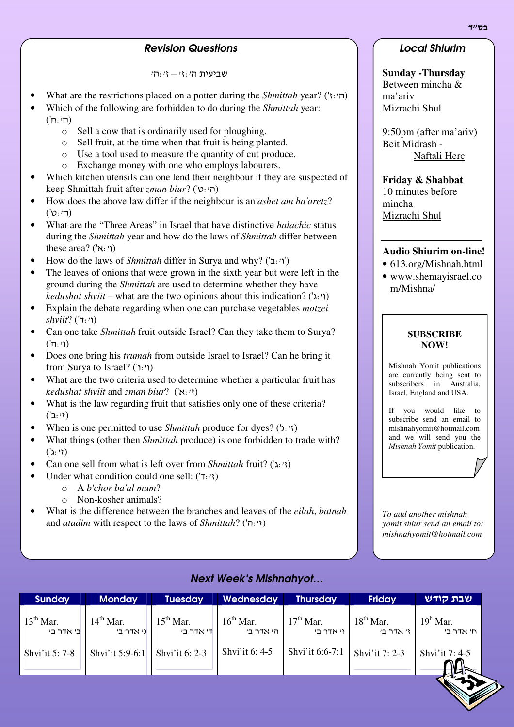בס"ד

## Revision Questions

שביעית ה׳:ז׳ – ז׳:ה׳

- What are the restrictions placed on a potter during the *Shmittah* year? (ה׳:ז׳)
- Which of the following are forbidden to do during the *Shmittah* year: (ה׳:ח׳)
  - Sell a cow that is ordinarily used for ploughing.
  - Sell fruit, at the time when that fruit is being planted.
  - Use a tool used to measure the quantity of cut produce.
  - Exchange money with one who employs labourers.
- Which kitchen utensils can one lend their neighbour if they are suspected of keep Shmittah fruit after *zman biur*? (ה׳:ט׳)
- How does the above law differ if the neighbour is an *ashet am ha'aretz*? (ה׳:ט׳)
- What are the "Three Areas" in Israel that have distinctive *halachic* status during the *Shmittah* year and how do the laws of *Shmittah* differ between these area? (ו׳:א׳)
- How do the laws of *Shmittah* differ in Surya and why? (ו׳:ב׳)
- The leaves of onions that were grown in the sixth year but were left in the ground during the *Shmittah* are used to determine whether they have *kedushat shviit* – what are the two opinions about this indication? (ו׳:ג׳)
- Explain the debate regarding when one can purchase vegetables *motzei shviit*? (ו׳:ד׳)
- Can one take *Shmittah* fruit outside Israel? Can they take them to Surya? (ו׳:ה׳)
- Does one bring his *trumah* from outside Israel to Israel? Can he bring it from Surya to Israel? (ו׳:ו׳)
- What are the two criteria used to determine whether a particular fruit has *kedushat shviit* and *zman biur*? (ז׳:א׳)
- What is the law regarding fruit that satisfies only one of these criteria? (ז׳:ב׳)
- When is one permitted to use *Shmittah* produce for dyes? (ז׳:ג׳)
- What things (other then *Shmittah* produce) is one forbidden to trade with? (ז׳:ג׳)
- Can one sell from what is left over from *Shmittah* fruit? (ז׳:ג׳)
- Under what condition could one sell: (ז׳:ד׳)
  - A *b'chor ba'al mum*?
  - Non-kosher animals?
- What is the difference between the branches and leaves of the *eilah*, *batnah* and *atadim* with respect to the laws of *Shmittah*? (ז׳:ה׳)

## Local Shiurim

**Sunday -Thursday**
Between mincha & ma'ariv
Mizrachi Shul

9:50pm (after ma'ariv)
Beit Midrash - Naftali Herc

**Friday & Shabbat**
10 minutes before mincha
Mizrachi Shul

**Audio Shiurim on-line!**

- 613.org/Mishnah.html
- www.shemayisrael.com/Mishna/

**SUBSCRIBE NOW!**

Mishnah Yomit publications are currently being sent to subscribers in Australia, Israel, England and USA.

If you would like to subscribe send an email to mishnahyomit@hotmail.com and we will send you the *Mishnah Yomit* publication.

*To add another mishnah yomit shiur send an email to: mishnahyomit@hotmail.com*

## Next Week's Mishnahyot...

| Sunday | Monday | Tuesday | Wednesday | Thursday | Friday | שבת קודש |
|---|---|---|---|---|---|---|
| 13th Mar. ב׳ אדר ב׳ | 14th Mar. ג׳ אדר ב׳ | 15th Mar. ד׳ אדר ב׳ | 16th Mar. ה׳ אדר ב׳ | 17th Mar. ו׳ אדר ב׳ | 18th Mar. ז׳ אדר ב׳ | 19h Mar. ח׳ אדר ב׳ |
| Shvi'it 5: 7-8 | Shvi'it 5:9-6:1 | Shvi'it 6: 2-3 | Shvi'it 6: 4-5 | Shvi'it 6:6-7:1 | Shvi'it 7: 2-3 | Shvi'it 7: 4-5 |